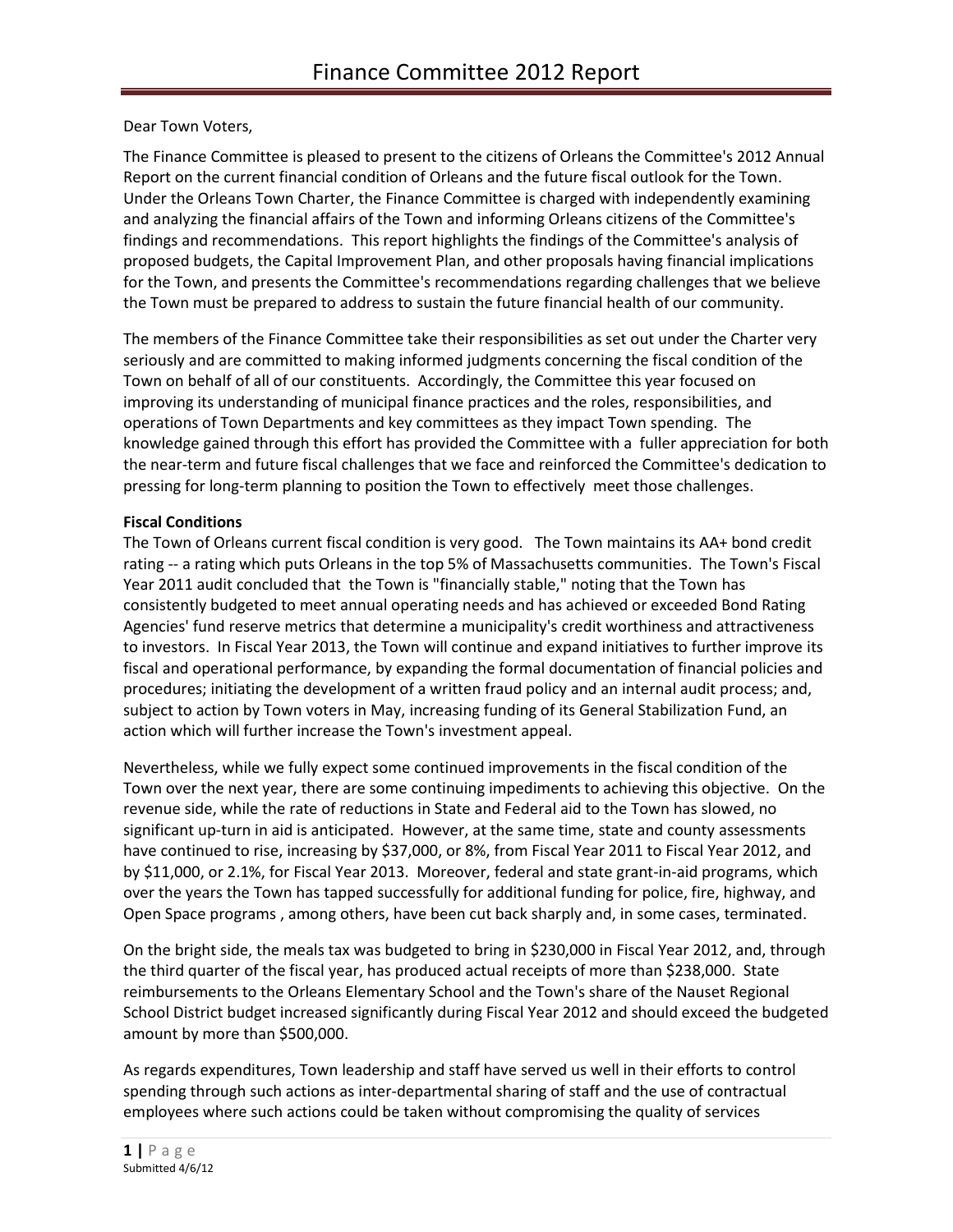# Finance Committee 2012 Report

Dear Town Voters,

The Finance Committee is pleased to present to the citizens of Orleans the Committee's 2012 Annual Report on the current financial condition of Orleans and the future fiscal outlook for the Town. Under the Orleans Town Charter, the Finance Committee is charged with independently examining and analyzing the financial affairs of the Town and informing Orleans citizens of the Committee's findings and recommendations. This report highlights the findings of the Committee's analysis of proposed budgets, the Capital Improvement Plan, and other proposals having financial implications for the Town, and presents the Committee's recommendations regarding challenges that we believe the Town must be prepared to address to sustain the future financial health of our community.

The members of the Finance Committee take their responsibilities as set out under the Charter very seriously and are committed to making informed judgments concerning the fiscal condition of the Town on behalf of all of our constituents. Accordingly, the Committee this year focused on improving its understanding of municipal finance practices and the roles, responsibilities, and operations of Town Departments and key committees as they impact Town spending. The knowledge gained through this effort has provided the Committee with a fuller appreciation for both the near-term and future fiscal challenges that we face and reinforced the Committee's dedication to pressing for long-term planning to position the Town to effectively meet those challenges.

**Fiscal Conditions**

The Town of Orleans current fiscal condition is very good. The Town maintains its AA+ bond credit rating -- a rating which puts Orleans in the top 5% of Massachusetts communities. The Town's Fiscal Year 2011 audit concluded that the Town is "financially stable," noting that the Town has consistently budgeted to meet annual operating needs and has achieved or exceeded Bond Rating Agencies' fund reserve metrics that determine a municipality's credit worthiness and attractiveness to investors. In Fiscal Year 2013, the Town will continue and expand initiatives to further improve its fiscal and operational performance, by expanding the formal documentation of financial policies and procedures; initiating the development of a written fraud policy and an internal audit process; and, subject to action by Town voters in May, increasing funding of its General Stabilization Fund, an action which will further increase the Town's investment appeal.

Nevertheless, while we fully expect some continued improvements in the fiscal condition of the Town over the next year, there are some continuing impediments to achieving this objective. On the revenue side, while the rate of reductions in State and Federal aid to the Town has slowed, no significant up-turn in aid is anticipated. However, at the same time, state and county assessments have continued to rise, increasing by $37,000, or 8%, from Fiscal Year 2011 to Fiscal Year 2012, and by $11,000, or 2.1%, for Fiscal Year 2013. Moreover, federal and state grant-in-aid programs, which over the years the Town has tapped successfully for additional funding for police, fire, highway, and Open Space programs , among others, have been cut back sharply and, in some cases, terminated.

On the bright side, the meals tax was budgeted to bring in $230,000 in Fiscal Year 2012, and, through the third quarter of the fiscal year, has produced actual receipts of more than $238,000. State reimbursements to the Orleans Elementary School and the Town's share of the Nauset Regional School District budget increased significantly during Fiscal Year 2012 and should exceed the budgeted amount by more than $500,000.

As regards expenditures, Town leadership and staff have served us well in their efforts to control spending through such actions as inter-departmental sharing of staff and the use of contractual employees where such actions could be taken without compromising the quality of services

Submitted 4/6/12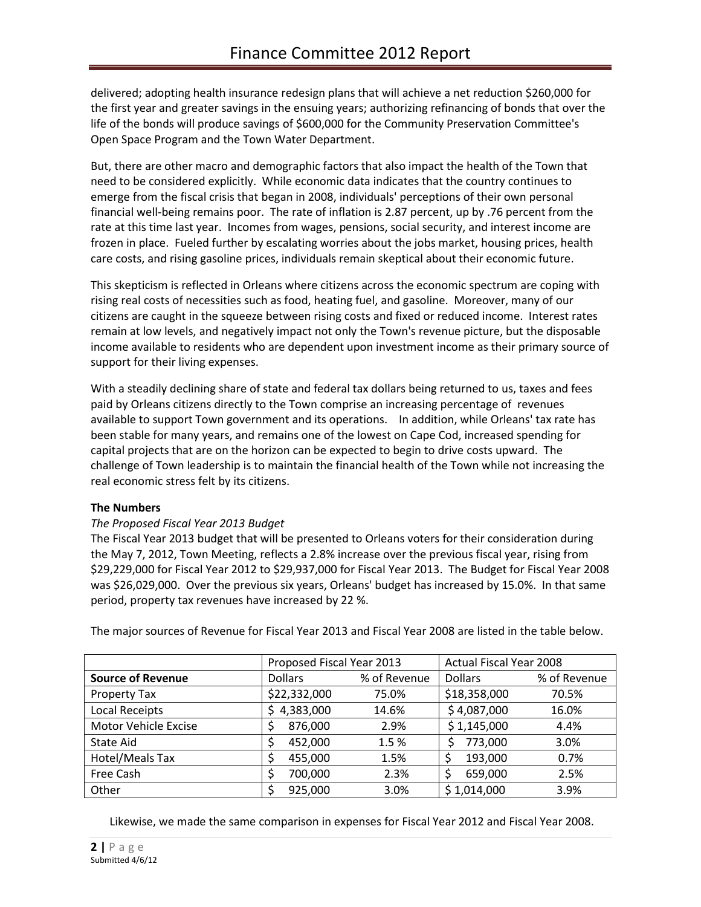delivered; adopting health insurance redesign plans that will achieve a net reduction $260,000 for the first year and greater savings in the ensuing years; authorizing refinancing of bonds that over the life of the bonds will produce savings of $600,000 for the Community Preservation Committee's Open Space Program and the Town Water Department.

But, there are other macro and demographic factors that also impact the health of the Town that need to be considered explicitly. While economic data indicates that the country continues to emerge from the fiscal crisis that began in 2008, individuals' perceptions of their own personal financial well-being remains poor. The rate of inflation is 2.87 percent, up by .76 percent from the rate at this time last year. Incomes from wages, pensions, social security, and interest income are frozen in place. Fueled further by escalating worries about the jobs market, housing prices, health care costs, and rising gasoline prices, individuals remain skeptical about their economic future.

This skepticism is reflected in Orleans where citizens across the economic spectrum are coping with rising real costs of necessities such as food, heating fuel, and gasoline. Moreover, many of our citizens are caught in the squeeze between rising costs and fixed or reduced income. Interest rates remain at low levels, and negatively impact not only the Town's revenue picture, but the disposable income available to residents who are dependent upon investment income as their primary source of support for their living expenses.

With a steadily declining share of state and federal tax dollars being returned to us, taxes and fees paid by Orleans citizens directly to the Town comprise an increasing percentage of revenues available to support Town government and its operations. In addition, while Orleans' tax rate has been stable for many years, and remains one of the lowest on Cape Cod, increased spending for capital projects that are on the horizon can be expected to begin to drive costs upward. The challenge of Town leadership is to maintain the financial health of the Town while not increasing the real economic stress felt by its citizens.

**The Numbers**

*The Proposed Fiscal Year 2013 Budget*

The Fiscal Year 2013 budget that will be presented to Orleans voters for their consideration during the May 7, 2012, Town Meeting, reflects a 2.8% increase over the previous fiscal year, rising from $29,229,000 for Fiscal Year 2012 to $29,937,000 for Fiscal Year 2013. The Budget for Fiscal Year 2008 was $26,029,000. Over the previous six years, Orleans' budget has increased by 15.0%. In that same period, property tax revenues have increased by 22 %.

The major sources of Revenue for Fiscal Year 2013 and Fiscal Year 2008 are listed in the table below.

| | Proposed Fiscal Year 2013 | | Actual Fiscal Year 2008 | |
|---|---|---|---|---|
| **Source of Revenue** | Dollars | % of Revenue | Dollars | % of Revenue |
| Property Tax | $22,332,000 | 75.0% | $18,358,000 | 70.5% |
| Local Receipts | $ 4,383,000 | 14.6% | $ 4,087,000 | 16.0% |
| Motor Vehicle Excise | $ 876,000 | 2.9% | $ 1,145,000 | 4.4% |
| State Aid | $ 452,000 | 1.5 % | $ 773,000 | 3.0% |
| Hotel/Meals Tax | $ 455,000 | 1.5% | $ 193,000 | 0.7% |
| Free Cash | $ 700,000 | 2.3% | $ 659,000 | 2.5% |
| Other | $ 925,000 | 3.0% | $ 1,014,000 | 3.9% |

Likewise, we made the same comparison in expenses for Fiscal Year 2012 and Fiscal Year 2008.

Submitted 4/6/12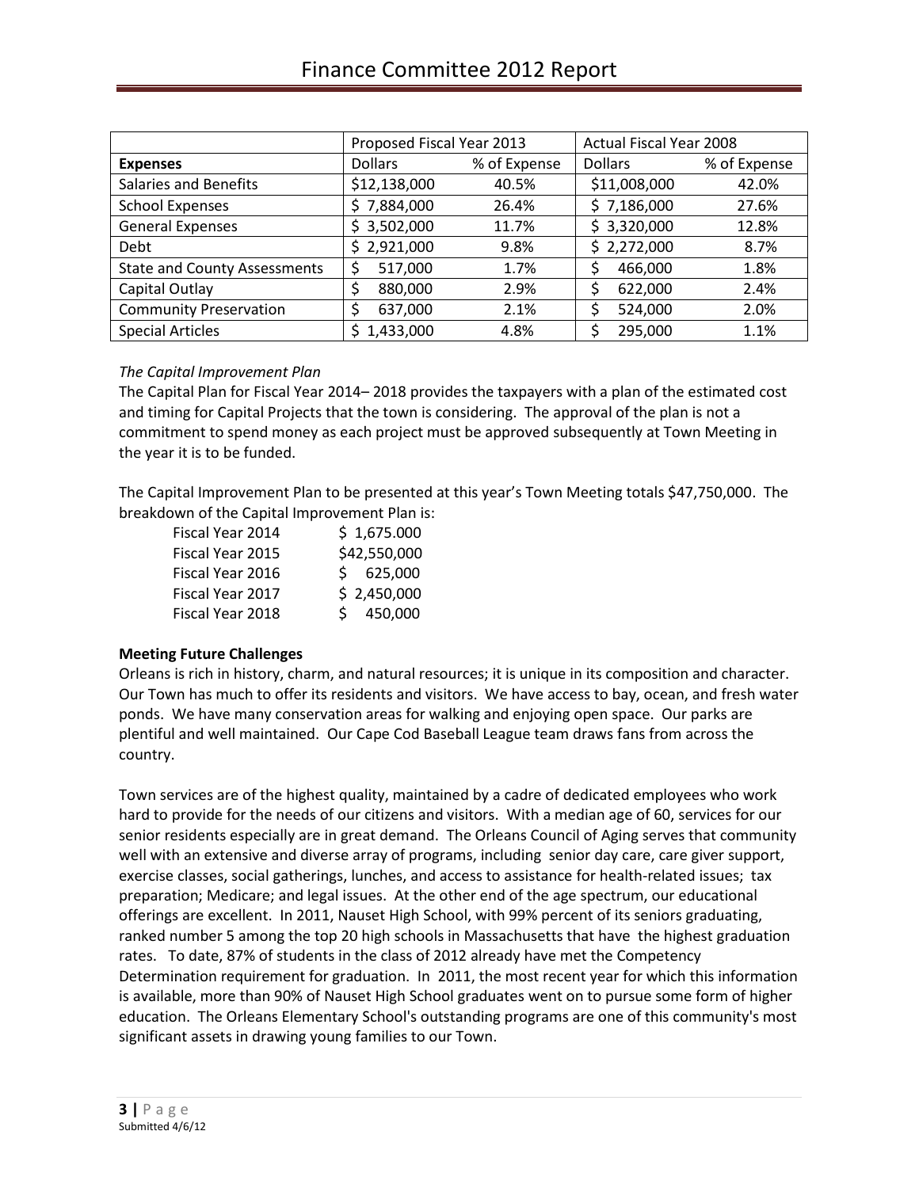| | Proposed Fiscal Year 2013 | | Actual Fiscal Year 2008 | |
|---|---|---|---|---|
| **Expenses** | Dollars | % of Expense | Dollars | % of Expense |
| Salaries and Benefits | $12,138,000 | 40.5% | $11,008,000 | 42.0% |
| School Expenses | $ 7,884,000 | 26.4% | $ 7,186,000 | 27.6% |
| General Expenses | $ 3,502,000 | 11.7% | $ 3,320,000 | 12.8% |
| Debt | $ 2,921,000 | 9.8% | $ 2,272,000 | 8.7% |
| State and County Assessments | $ 517,000 | 1.7% | $ 466,000 | 1.8% |
| Capital Outlay | $ 880,000 | 2.9% | $ 622,000 | 2.4% |
| Community Preservation | $ 637,000 | 2.1% | $ 524,000 | 2.0% |
| Special Articles | $ 1,433,000 | 4.8% | $ 295,000 | 1.1% |

*The Capital Improvement Plan*

The Capital Plan for Fiscal Year 2014– 2018 provides the taxpayers with a plan of the estimated cost and timing for Capital Projects that the town is considering. The approval of the plan is not a commitment to spend money as each project must be approved subsequently at Town Meeting in the year it is to be funded.

The Capital Improvement Plan to be presented at this year's Town Meeting totals $47,750,000. The breakdown of the Capital Improvement Plan is:

| | |
|---|---|
| Fiscal Year 2014 | $ 1,675.000 |
| Fiscal Year 2015 | $42,550,000 |
| Fiscal Year 2016 | $ 625,000 |
| Fiscal Year 2017 | $ 2,450,000 |
| Fiscal Year 2018 | $ 450,000 |

**Meeting Future Challenges**

Orleans is rich in history, charm, and natural resources; it is unique in its composition and character. Our Town has much to offer its residents and visitors. We have access to bay, ocean, and fresh water ponds. We have many conservation areas for walking and enjoying open space. Our parks are plentiful and well maintained. Our Cape Cod Baseball League team draws fans from across the country.

Town services are of the highest quality, maintained by a cadre of dedicated employees who work hard to provide for the needs of our citizens and visitors. With a median age of 60, services for our senior residents especially are in great demand. The Orleans Council of Aging serves that community well with an extensive and diverse array of programs, including senior day care, care giver support, exercise classes, social gatherings, lunches, and access to assistance for health-related issues; tax preparation; Medicare; and legal issues. At the other end of the age spectrum, our educational offerings are excellent. In 2011, Nauset High School, with 99% percent of its seniors graduating, ranked number 5 among the top 20 high schools in Massachusetts that have the highest graduation rates. To date, 87% of students in the class of 2012 already have met the Competency Determination requirement for graduation. In 2011, the most recent year for which this information is available, more than 90% of Nauset High School graduates went on to pursue some form of higher education. The Orleans Elementary School's outstanding programs are one of this community's most significant assets in drawing young families to our Town.

Submitted 4/6/12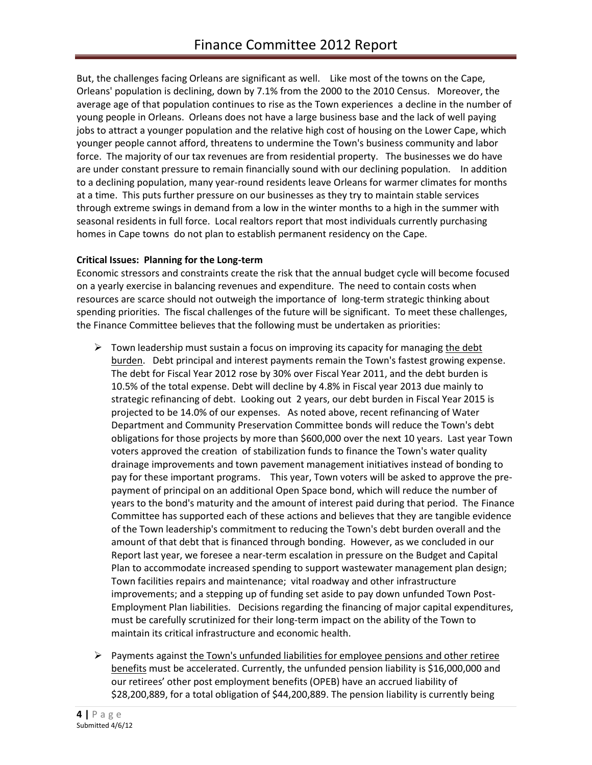But, the challenges facing Orleans are significant as well. Like most of the towns on the Cape, Orleans' population is declining, down by 7.1% from the 2000 to the 2010 Census. Moreover, the average age of that population continues to rise as the Town experiences a decline in the number of young people in Orleans. Orleans does not have a large business base and the lack of well paying jobs to attract a younger population and the relative high cost of housing on the Lower Cape, which younger people cannot afford, threatens to undermine the Town's business community and labor force. The majority of our tax revenues are from residential property. The businesses we do have are under constant pressure to remain financially sound with our declining population. In addition to a declining population, many year-round residents leave Orleans for warmer climates for months at a time. This puts further pressure on our businesses as they try to maintain stable services through extreme swings in demand from a low in the winter months to a high in the summer with seasonal residents in full force. Local realtors report that most individuals currently purchasing homes in Cape towns do not plan to establish permanent residency on the Cape.

**Critical Issues: Planning for the Long-term**

Economic stressors and constraints create the risk that the annual budget cycle will become focused on a yearly exercise in balancing revenues and expenditure. The need to contain costs when resources are scarce should not outweigh the importance of long-term strategic thinking about spending priorities. The fiscal challenges of the future will be significant. To meet these challenges, the Finance Committee believes that the following must be undertaken as priorities:

- Town leadership must sustain a focus on improving its capacity for managing the debt burden. Debt principal and interest payments remain the Town's fastest growing expense. The debt for Fiscal Year 2012 rose by 30% over Fiscal Year 2011, and the debt burden is 10.5% of the total expense. Debt will decline by 4.8% in Fiscal year 2013 due mainly to strategic refinancing of debt. Looking out 2 years, our debt burden in Fiscal Year 2015 is projected to be 14.0% of our expenses. As noted above, recent refinancing of Water Department and Community Preservation Committee bonds will reduce the Town's debt obligations for those projects by more than $600,000 over the next 10 years. Last year Town voters approved the creation of stabilization funds to finance the Town's water quality drainage improvements and town pavement management initiatives instead of bonding to pay for these important programs. This year, Town voters will be asked to approve the pre-payment of principal on an additional Open Space bond, which will reduce the number of years to the bond's maturity and the amount of interest paid during that period. The Finance Committee has supported each of these actions and believes that they are tangible evidence of the Town leadership's commitment to reducing the Town's debt burden overall and the amount of that debt that is financed through bonding. However, as we concluded in our Report last year, we foresee a near-term escalation in pressure on the Budget and Capital Plan to accommodate increased spending to support wastewater management plan design; Town facilities repairs and maintenance; vital roadway and other infrastructure improvements; and a stepping up of funding set aside to pay down unfunded Town Post-Employment Plan liabilities. Decisions regarding the financing of major capital expenditures, must be carefully scrutinized for their long-term impact on the ability of the Town to maintain its critical infrastructure and economic health.

- Payments against the Town's unfunded liabilities for employee pensions and other retiree benefits must be accelerated. Currently, the unfunded pension liability is $16,000,000 and our retirees' other post employment benefits (OPEB) have an accrued liability of $28,200,889, for a total obligation of $44,200,889. The pension liability is currently being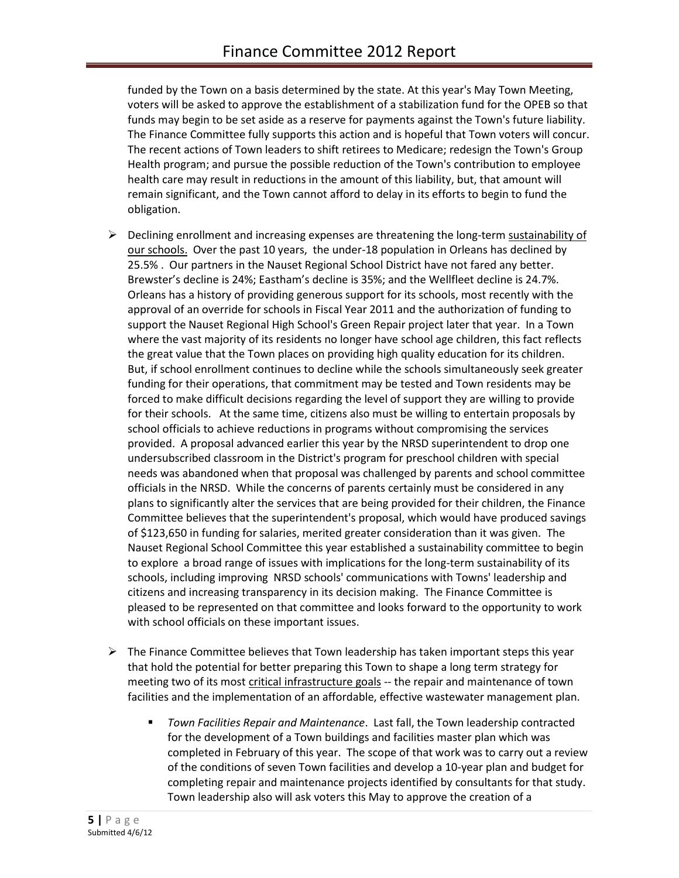funded by the Town on a basis determined by the state. At this year's May Town Meeting, voters will be asked to approve the establishment of a stabilization fund for the OPEB so that funds may begin to be set aside as a reserve for payments against the Town's future liability. The Finance Committee fully supports this action and is hopeful that Town voters will concur. The recent actions of Town leaders to shift retirees to Medicare; redesign the Town's Group Health program; and pursue the possible reduction of the Town's contribution to employee health care may result in reductions in the amount of this liability, but, that amount will remain significant, and the Town cannot afford to delay in its efforts to begin to fund the obligation.

- Declining enrollment and increasing expenses are threatening the long-term <u>sustainability of our schools.</u> Over the past 10 years, the under-18 population in Orleans has declined by 25.5% . Our partners in the Nauset Regional School District have not fared any better. Brewster's decline is 24%; Eastham's decline is 35%; and the Wellfleet decline is 24.7%. Orleans has a history of providing generous support for its schools, most recently with the approval of an override for schools in Fiscal Year 2011 and the authorization of funding to support the Nauset Regional High School's Green Repair project later that year. In a Town where the vast majority of its residents no longer have school age children, this fact reflects the great value that the Town places on providing high quality education for its children. But, if school enrollment continues to decline while the schools simultaneously seek greater funding for their operations, that commitment may be tested and Town residents may be forced to make difficult decisions regarding the level of support they are willing to provide for their schools. At the same time, citizens also must be willing to entertain proposals by school officials to achieve reductions in programs without compromising the services provided. A proposal advanced earlier this year by the NRSD superintendent to drop one undersubscribed classroom in the District's program for preschool children with special needs was abandoned when that proposal was challenged by parents and school committee officials in the NRSD. While the concerns of parents certainly must be considered in any plans to significantly alter the services that are being provided for their children, the Finance Committee believes that the superintendent's proposal, which would have produced savings of $123,650 in funding for salaries, merited greater consideration than it was given. The Nauset Regional School Committee this year established a sustainability committee to begin to explore a broad range of issues with implications for the long-term sustainability of its schools, including improving NRSD schools' communications with Towns' leadership and citizens and increasing transparency in its decision making. The Finance Committee is pleased to be represented on that committee and looks forward to the opportunity to work with school officials on these important issues.

- The Finance Committee believes that Town leadership has taken important steps this year that hold the potential for better preparing this Town to shape a long term strategy for meeting two of its most <u>critical infrastructure goals</u> -- the repair and maintenance of town facilities and the implementation of an affordable, effective wastewater management plan.

  - *Town Facilities Repair and Maintenance*. Last fall, the Town leadership contracted for the development of a Town buildings and facilities master plan which was completed in February of this year. The scope of that work was to carry out a review of the conditions of seven Town facilities and develop a 10-year plan and budget for completing repair and maintenance projects identified by consultants for that study. Town leadership also will ask voters this May to approve the creation of a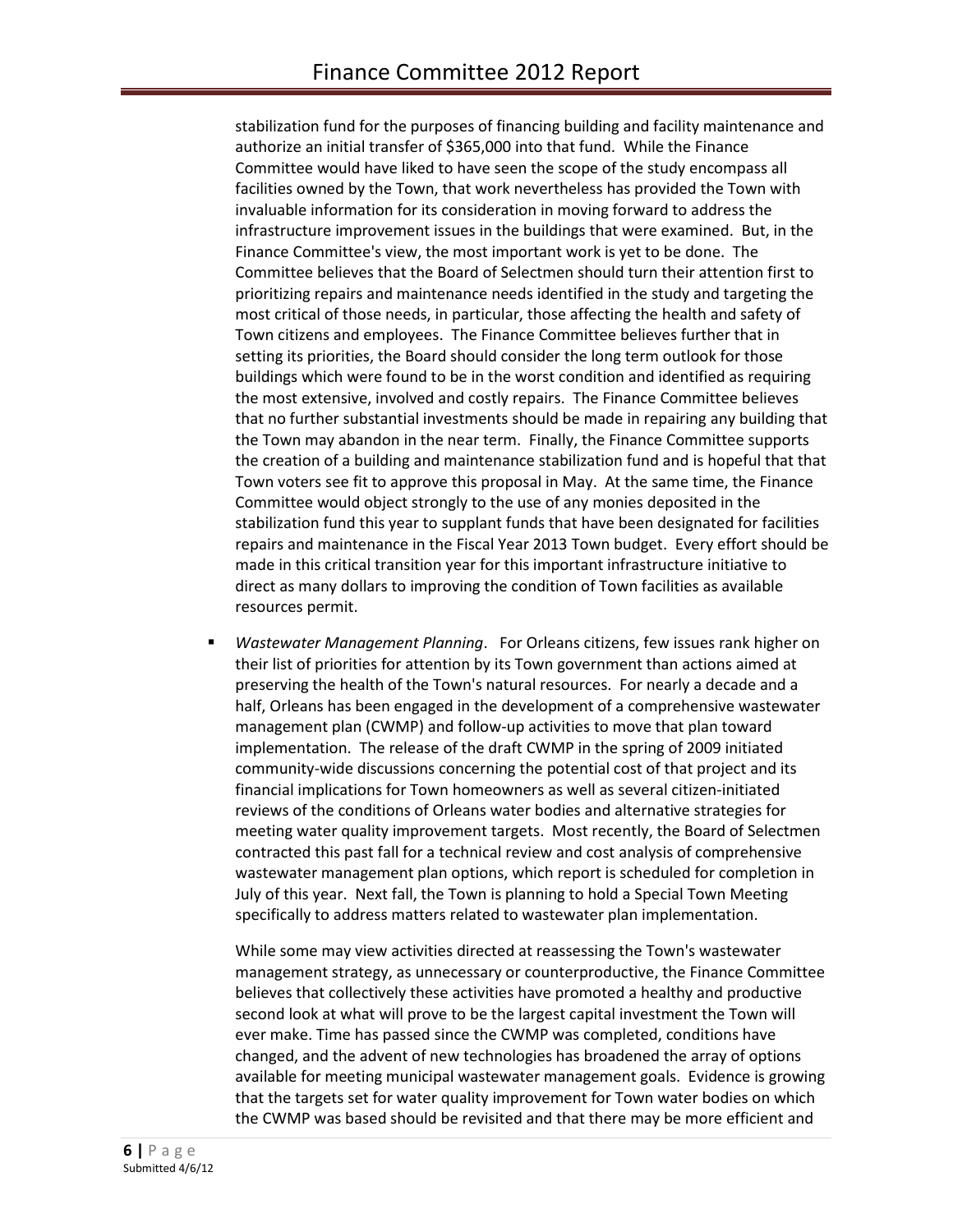stabilization fund for the purposes of financing building and facility maintenance and authorize an initial transfer of $365,000 into that fund. While the Finance Committee would have liked to have seen the scope of the study encompass all facilities owned by the Town, that work nevertheless has provided the Town with invaluable information for its consideration in moving forward to address the infrastructure improvement issues in the buildings that were examined. But, in the Finance Committee's view, the most important work is yet to be done. The Committee believes that the Board of Selectmen should turn their attention first to prioritizing repairs and maintenance needs identified in the study and targeting the most critical of those needs, in particular, those affecting the health and safety of Town citizens and employees. The Finance Committee believes further that in setting its priorities, the Board should consider the long term outlook for those buildings which were found to be in the worst condition and identified as requiring the most extensive, involved and costly repairs. The Finance Committee believes that no further substantial investments should be made in repairing any building that the Town may abandon in the near term. Finally, the Finance Committee supports the creation of a building and maintenance stabilization fund and is hopeful that that Town voters see fit to approve this proposal in May. At the same time, the Finance Committee would object strongly to the use of any monies deposited in the stabilization fund this year to supplant funds that have been designated for facilities repairs and maintenance in the Fiscal Year 2013 Town budget. Every effort should be made in this critical transition year for this important infrastructure initiative to direct as many dollars to improving the condition of Town facilities as available resources permit.

- *Wastewater Management Planning*. For Orleans citizens, few issues rank higher on their list of priorities for attention by its Town government than actions aimed at preserving the health of the Town's natural resources. For nearly a decade and a half, Orleans has been engaged in the development of a comprehensive wastewater management plan (CWMP) and follow-up activities to move that plan toward implementation. The release of the draft CWMP in the spring of 2009 initiated community-wide discussions concerning the potential cost of that project and its financial implications for Town homeowners as well as several citizen-initiated reviews of the conditions of Orleans water bodies and alternative strategies for meeting water quality improvement targets. Most recently, the Board of Selectmen contracted this past fall for a technical review and cost analysis of comprehensive wastewater management plan options, which report is scheduled for completion in July of this year. Next fall, the Town is planning to hold a Special Town Meeting specifically to address matters related to wastewater plan implementation.

  While some may view activities directed at reassessing the Town's wastewater management strategy, as unnecessary or counterproductive, the Finance Committee believes that collectively these activities have promoted a healthy and productive second look at what will prove to be the largest capital investment the Town will ever make. Time has passed since the CWMP was completed, conditions have changed, and the advent of new technologies has broadened the array of options available for meeting municipal wastewater management goals. Evidence is growing that the targets set for water quality improvement for Town water bodies on which the CWMP was based should be revisited and that there may be more efficient and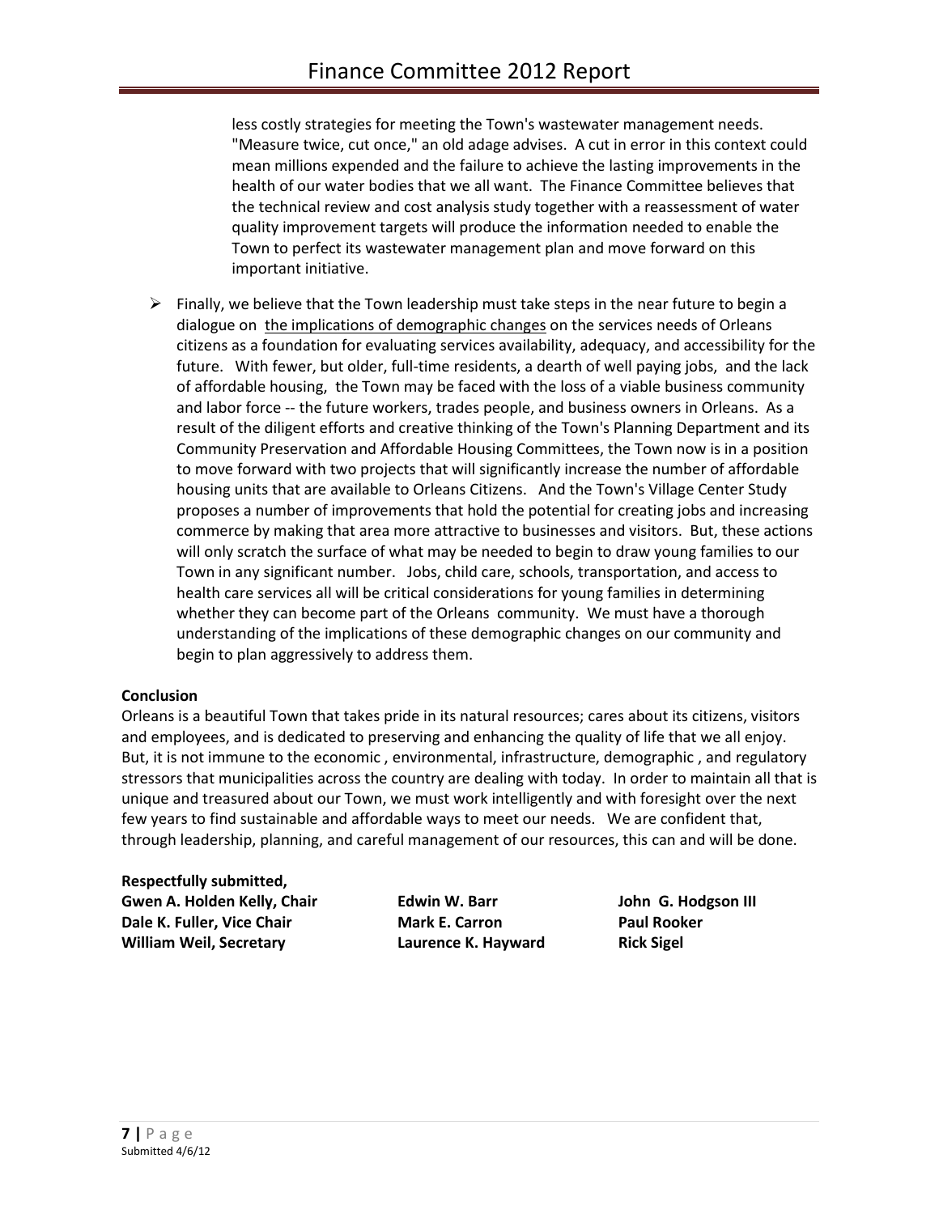less costly strategies for meeting the Town's wastewater management needs. "Measure twice, cut once," an old adage advises. A cut in error in this context could mean millions expended and the failure to achieve the lasting improvements in the health of our water bodies that we all want. The Finance Committee believes that the technical review and cost analysis study together with a reassessment of water quality improvement targets will produce the information needed to enable the Town to perfect its wastewater management plan and move forward on this important initiative.

- Finally, we believe that the Town leadership must take steps in the near future to begin a dialogue on <u>the implications of demographic changes</u> on the services needs of Orleans citizens as a foundation for evaluating services availability, adequacy, and accessibility for the future. With fewer, but older, full-time residents, a dearth of well paying jobs, and the lack of affordable housing, the Town may be faced with the loss of a viable business community and labor force -- the future workers, trades people, and business owners in Orleans. As a result of the diligent efforts and creative thinking of the Town's Planning Department and its Community Preservation and Affordable Housing Committees, the Town now is in a position to move forward with two projects that will significantly increase the number of affordable housing units that are available to Orleans Citizens. And the Town's Village Center Study proposes a number of improvements that hold the potential for creating jobs and increasing commerce by making that area more attractive to businesses and visitors. But, these actions will only scratch the surface of what may be needed to begin to draw young families to our Town in any significant number. Jobs, child care, schools, transportation, and access to health care services all will be critical considerations for young families in determining whether they can become part of the Orleans community. We must have a thorough understanding of the implications of these demographic changes on our community and begin to plan aggressively to address them.

**Conclusion**

Orleans is a beautiful Town that takes pride in its natural resources; cares about its citizens, visitors and employees, and is dedicated to preserving and enhancing the quality of life that we all enjoy. But, it is not immune to the economic , environmental, infrastructure, demographic , and regulatory stressors that municipalities across the country are dealing with today. In order to maintain all that is unique and treasured about our Town, we must work intelligently and with foresight over the next few years to find sustainable and affordable ways to meet our needs. We are confident that, through leadership, planning, and careful management of our resources, this can and will be done.

**Respectfully submitted,**

**Gwen A. Holden Kelly, Chair**
**Dale K. Fuller, Vice Chair**
**William Weil, Secretary**
**Edwin W. Barr**
**Mark E. Carron**
**Laurence K. Hayward**
**John G. Hodgson III**
**Paul Rooker**
**Rick Sigel**

Submitted 4/6/12